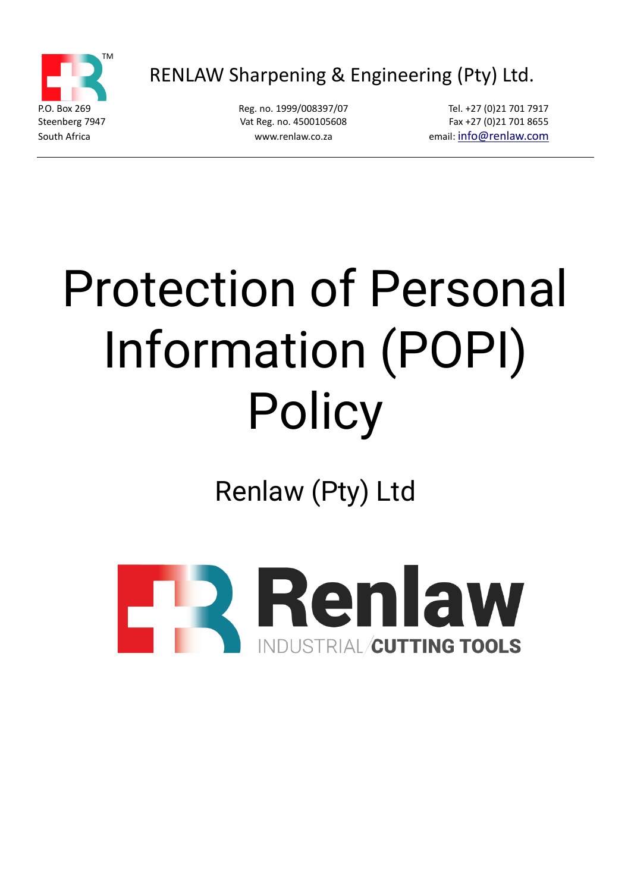RENLAW Sharpening & Engineering (Pty) Ltd.

P.O. Box 269
Steenberg 7947
South Africa

Reg. no. 1999/008397/07
Vat Reg. no. 4500105608
www.renlaw.co.za

Tel. +27 (0)21 701 7917
Fax +27 (0)21 701 8655
email: info@renlaw.com

# Protection of Personal Information (POPI) Policy

## Renlaw (Pty) Ltd

Renlaw
INDUSTRIAL CUTTING TOOLS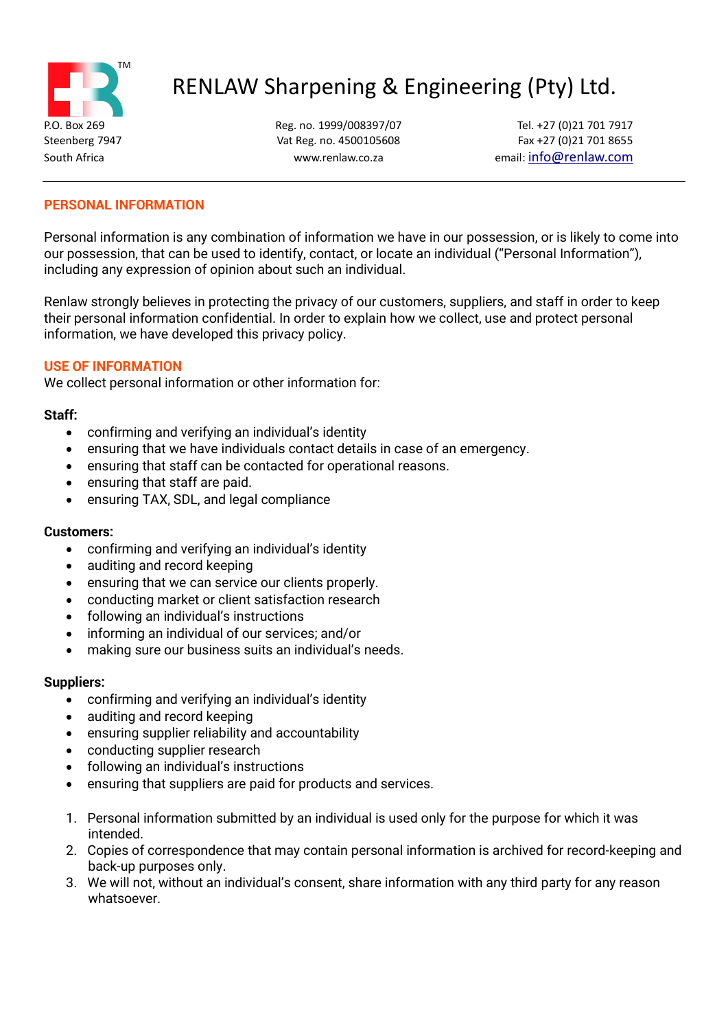# RENLAW Sharpening & Engineering (Pty) Ltd.

P.O. Box 269
Steenberg 7947
South Africa

Reg. no. 1999/008397/07
Vat Reg. no. 4500105608
www.renlaw.co.za

Tel. +27 (0)21 701 7917
Fax +27 (0)21 701 8655
email: info@renlaw.com

---

## PERSONAL INFORMATION

Personal information is any combination of information we have in our possession, or is likely to come into our possession, that can be used to identify, contact, or locate an individual ("Personal Information"), including any expression of opinion about such an individual.

Renlaw strongly believes in protecting the privacy of our customers, suppliers, and staff in order to keep their personal information confidential. In order to explain how we collect, use and protect personal information, we have developed this privacy policy.

## USE OF INFORMATION

We collect personal information or other information for:

**Staff:**

- confirming and verifying an individual's identity
- ensuring that we have individuals contact details in case of an emergency.
- ensuring that staff can be contacted for operational reasons.
- ensuring that staff are paid.
- ensuring TAX, SDL, and legal compliance

**Customers:**

- confirming and verifying an individual's identity
- auditing and record keeping
- ensuring that we can service our clients properly.
- conducting market or client satisfaction research
- following an individual's instructions
- informing an individual of our services; and/or
- making sure our business suits an individual's needs.

**Suppliers:**

- confirming and verifying an individual's identity
- auditing and record keeping
- ensuring supplier reliability and accountability
- conducting supplier research
- following an individual's instructions
- ensuring that suppliers are paid for products and services.

1. Personal information submitted by an individual is used only for the purpose for which it was intended.
2. Copies of correspondence that may contain personal information is archived for record-keeping and back-up purposes only.
3. We will not, without an individual's consent, share information with any third party for any reason whatsoever.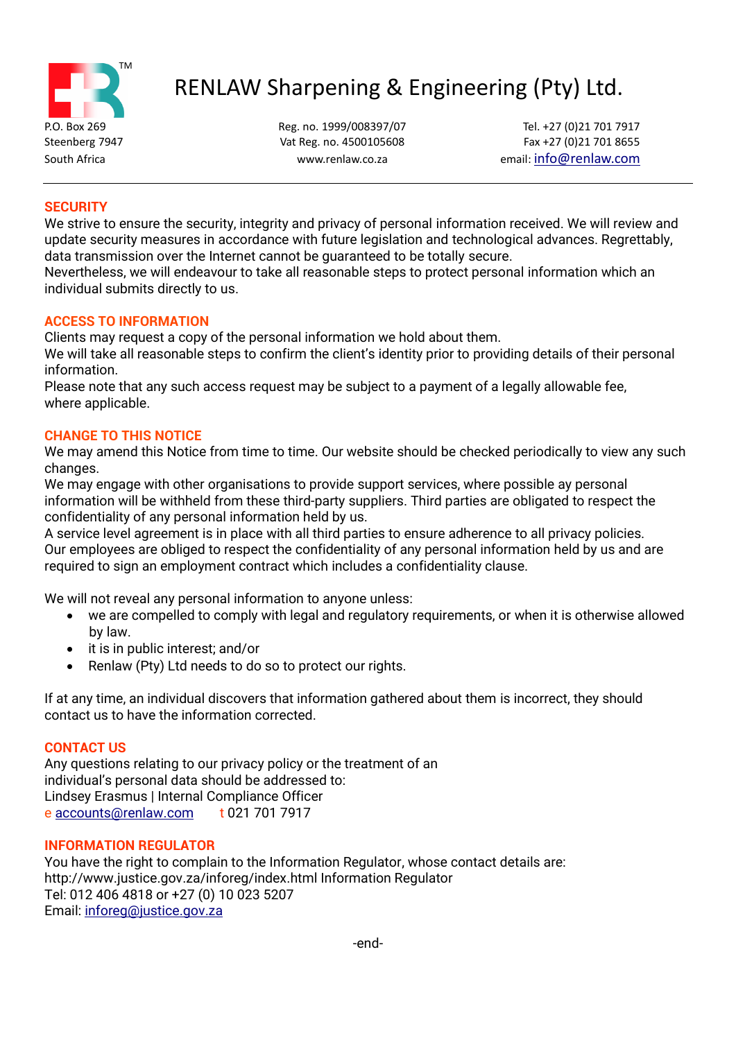# RENLAW Sharpening & Engineering (Pty) Ltd.

P.O. Box 269
Steenberg 7947
South Africa

Reg. no. 1999/008397/07
Vat Reg. no. 4500105608
www.renlaw.co.za

Tel. +27 (0)21 701 7917
Fax +27 (0)21 701 8655
email: info@renlaw.com

---

## SECURITY

We strive to ensure the security, integrity and privacy of personal information received. We will review and update security measures in accordance with future legislation and technological advances. Regrettably, data transmission over the Internet cannot be guaranteed to be totally secure.
Nevertheless, we will endeavour to take all reasonable steps to protect personal information which an individual submits directly to us.

## ACCESS TO INFORMATION

Clients may request a copy of the personal information we hold about them.
We will take all reasonable steps to confirm the client's identity prior to providing details of their personal information.
Please note that any such access request may be subject to a payment of a legally allowable fee, where applicable.

## CHANGE TO THIS NOTICE

We may amend this Notice from time to time. Our website should be checked periodically to view any such changes.
We may engage with other organisations to provide support services, where possible ay personal information will be withheld from these third-party suppliers. Third parties are obligated to respect the confidentiality of any personal information held by us.
A service level agreement is in place with all third parties to ensure adherence to all privacy policies.
Our employees are obliged to respect the confidentiality of any personal information held by us and are required to sign an employment contract which includes a confidentiality clause.

We will not reveal any personal information to anyone unless:

- we are compelled to comply with legal and regulatory requirements, or when it is otherwise allowed by law.
- it is in public interest; and/or
- Renlaw (Pty) Ltd needs to do so to protect our rights.

If at any time, an individual discovers that information gathered about them is incorrect, they should contact us to have the information corrected.

## CONTACT US

Any questions relating to our privacy policy or the treatment of an individual's personal data should be addressed to:
Lindsey Erasmus | Internal Compliance Officer
e accounts@renlaw.com   t 021 701 7917

## INFORMATION REGULATOR

You have the right to complain to the Information Regulator, whose contact details are:
http://www.justice.gov.za/inforeg/index.html Information Regulator
Tel: 012 406 4818 or +27 (0) 10 023 5207
Email: inforeg@justice.gov.za

-end-